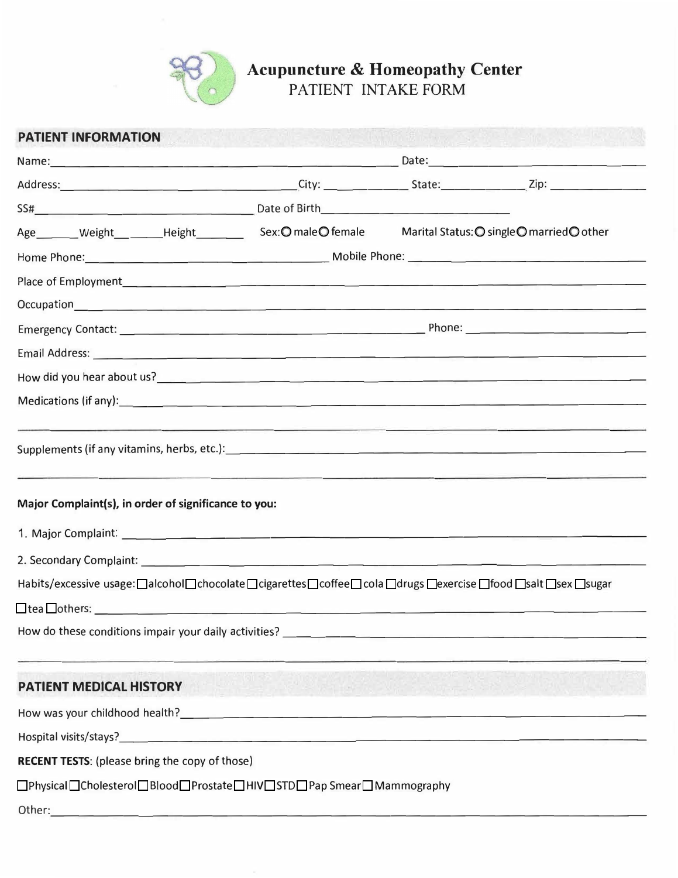# Acupuncture & Homeopathy Center

## PATIENT INTAKE FORM

### PATIENT INFORMATION

Name:\_\_\_\_\_\_\_\_\_\_\_\_\_\_\_\_\_\_\_\_\_\_\_\_\_\_\_\_\_\_\_\_\_\_\_\_\_\_\_\_ Date:\_\_\_\_\_\_\_\_\_\_\_\_\_\_\_\_\_\_\_\_\_\_\_\_

Address:\_\_\_\_\_\_\_\_\_\_\_\_\_\_\_\_\_\_\_\_\_\_\_\_\_\_\_\_\_\_City: \_\_\_\_\_\_\_\_\_\_ State:\_\_\_\_\_\_\_\_\_\_ Zip: \_\_\_\_\_\_\_\_\_\_\_

SS#\_\_\_\_\_\_\_\_\_\_\_\_\_\_\_\_\_\_\_\_\_\_\_\_\_\_\_\_\_\_ Date of Birth\_\_\_\_\_\_\_\_\_\_\_\_\_\_\_\_\_\_\_\_\_\_\_\_

Age\_\_\_\_\_\_Weight\_\_\_\_\_\_\_Height\_\_\_\_\_\_\_ Sex: ○ male ○ female Marital Status: ○ single ○ married ○ other

Home Phone:\_\_\_\_\_\_\_\_\_\_\_\_\_\_\_\_\_\_\_\_\_\_\_\_\_\_\_\_\_\_ Mobile Phone: \_\_\_\_\_\_\_\_\_\_\_\_\_\_\_\_\_\_\_\_\_\_\_\_

Place of Employment\_\_\_\_\_\_\_\_\_\_\_\_\_\_\_\_\_\_\_\_\_\_\_\_\_\_\_\_\_\_\_\_\_\_\_\_\_\_\_\_\_\_\_\_\_\_\_\_\_\_\_\_\_\_\_\_

Occupation\_\_\_\_\_\_\_\_\_\_\_\_\_\_\_\_\_\_\_\_\_\_\_\_\_\_\_\_\_\_\_\_\_\_\_\_\_\_\_\_\_\_\_\_\_\_\_\_\_\_\_\_\_\_\_\_\_\_\_\_\_\_\_

Emergency Contact: \_\_\_\_\_\_\_\_\_\_\_\_\_\_\_\_\_\_\_\_\_\_\_\_\_\_\_\_\_\_\_\_\_\_\_\_\_\_\_ Phone: \_\_\_\_\_\_\_\_\_\_\_\_\_\_\_\_\_\_\_\_\_\_\_\_

Email Address: \_\_\_\_\_\_\_\_\_\_\_\_\_\_\_\_\_\_\_\_\_\_\_\_\_\_\_\_\_\_\_\_\_\_\_\_\_\_\_\_\_\_\_\_\_\_\_\_\_\_\_\_\_\_\_\_\_\_\_\_\_

How did you hear about us?\_\_\_\_\_\_\_\_\_\_\_\_\_\_\_\_\_\_\_\_\_\_\_\_\_\_\_\_\_\_\_\_\_\_\_\_\_\_\_\_\_\_\_\_\_\_\_\_\_\_\_\_\_

Medications (if any):\_\_\_\_\_\_\_\_\_\_\_\_\_\_\_\_\_\_\_\_\_\_\_\_\_\_\_\_\_\_\_\_\_\_\_\_\_\_\_\_\_\_\_\_\_\_\_\_\_\_\_\_\_\_\_\_\_

\_\_\_\_\_\_\_\_\_\_\_\_\_\_\_\_\_\_\_\_\_\_\_\_\_\_\_\_\_\_\_\_\_\_\_\_\_\_\_\_\_\_\_\_\_\_\_\_\_\_\_\_\_\_\_\_\_\_\_\_\_\_\_\_\_\_\_\_\_\_\_\_\_\_\_\_

Supplements (if any vitamins, herbs, etc.):\_\_\_\_\_\_\_\_\_\_\_\_\_\_\_\_\_\_\_\_\_\_\_\_\_\_\_\_\_\_\_\_\_\_\_\_\_\_\_\_\_\_\_\_\_

\_\_\_\_\_\_\_\_\_\_\_\_\_\_\_\_\_\_\_\_\_\_\_\_\_\_\_\_\_\_\_\_\_\_\_\_\_\_\_\_\_\_\_\_\_\_\_\_\_\_\_\_\_\_\_\_\_\_\_\_\_\_\_\_\_\_\_\_\_\_\_\_\_\_\_\_

**Major Complaint(s), in order of significance to you:**

1. Major Complaint: \_\_\_\_\_\_\_\_\_\_\_\_\_\_\_\_\_\_\_\_\_\_\_\_\_\_\_\_\_\_\_\_\_\_\_\_\_\_\_\_\_\_\_\_\_\_\_\_\_\_\_\_\_\_\_\_\_\_\_
2. Secondary Complaint: \_\_\_\_\_\_\_\_\_\_\_\_\_\_\_\_\_\_\_\_\_\_\_\_\_\_\_\_\_\_\_\_\_\_\_\_\_\_\_\_\_\_\_\_\_\_\_\_\_\_\_\_\_\_\_\_

Habits/excessive usage: ☐ alcohol ☐ chocolate ☐ cigarettes ☐ coffee ☐ cola ☐ drugs ☐ exercise ☐ food ☐ salt ☐ sex ☐ sugar ☐ tea ☐ others: \_\_\_\_\_\_\_\_\_\_\_\_\_\_\_\_\_\_\_\_\_\_\_\_\_\_\_\_\_\_\_\_\_\_\_\_\_\_\_\_\_\_\_\_\_\_\_\_\_\_\_\_\_\_\_\_\_\_

How do these conditions impair your daily activities? \_\_\_\_\_\_\_\_\_\_\_\_\_\_\_\_\_\_\_\_\_\_\_\_\_\_\_\_\_\_\_\_\_\_\_\_\_\_\_

\_\_\_\_\_\_\_\_\_\_\_\_\_\_\_\_\_\_\_\_\_\_\_\_\_\_\_\_\_\_\_\_\_\_\_\_\_\_\_\_\_\_\_\_\_\_\_\_\_\_\_\_\_\_\_\_\_\_\_\_\_\_\_\_\_\_\_\_\_\_\_\_\_\_\_\_

### PATIENT MEDICAL HISTORY

How was your childhood health?\_\_\_\_\_\_\_\_\_\_\_\_\_\_\_\_\_\_\_\_\_\_\_\_\_\_\_\_\_\_\_\_\_\_\_\_\_\_\_\_\_\_\_\_\_\_\_\_\_\_\_\_\_

Hospital visits/stays?\_\_\_\_\_\_\_\_\_\_\_\_\_\_\_\_\_\_\_\_\_\_\_\_\_\_\_\_\_\_\_\_\_\_\_\_\_\_\_\_\_\_\_\_\_\_\_\_\_\_\_\_\_\_\_\_\_\_\_\_

**RECENT TESTS**: (please bring the copy of those)

☐ Physical ☐ Cholesterol ☐ Blood ☐ Prostate ☐ HIV ☐ STD ☐ Pap Smear ☐ Mammography

Other:\_\_\_\_\_\_\_\_\_\_\_\_\_\_\_\_\_\_\_\_\_\_\_\_\_\_\_\_\_\_\_\_\_\_\_\_\_\_\_\_\_\_\_\_\_\_\_\_\_\_\_\_\_\_\_\_\_\_\_\_\_\_\_\_\_\_\_\_\_\_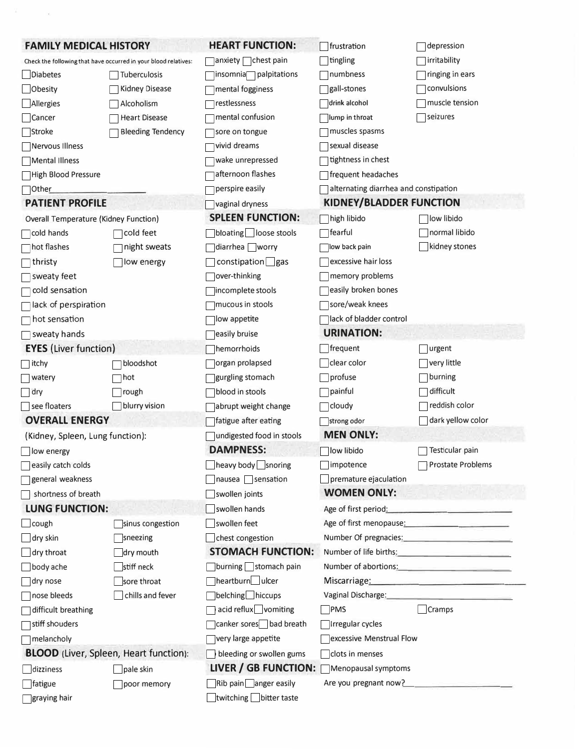## FAMILY MEDICAL HISTORY

Check the following that have occurred in your blood relatives:

- ☐ Diabetes
- ☐ Tuberculosis
- ☐ Obesity
- ☐ Kidney Disease
- ☐ Allergies
- ☐ Alcoholism
- ☐ Cancer
- ☐ Heart Disease
- ☐ Stroke
- ☐ Bleeding Tendency
- ☐ Nervous Illness
- ☐ Mental Illness
- ☐ High Blood Pressure
- ☐ Other________________________

## PATIENT PROFILE

Overall Temperature (Kidney Function)

- ☐ cold hands
- ☐ cold feet
- ☐ hot flashes
- ☐ night sweats
- ☐ thristy
- ☐ low energy
- ☐ sweaty feet
- ☐ cold sensation
- ☐ lack of perspiration
- ☐ hot sensation
- ☐ sweaty hands

## EYES (Liver function)

- ☐ itchy
- ☐ bloodshot
- ☐ watery
- ☐ hot
- ☐ dry
- ☐ rough
- ☐ see floaters
- ☐ blurry vision

## OVERALL ENERGY

(Kidney, Spleen, Lung function):

- ☐ low energy
- ☐ easily catch colds
- ☐ general weakness
- ☐ shortness of breath

## LUNG FUNCTION:

- ☐ cough
- ☐ sinus congestion
- ☐ dry skin
- ☐ sneezing
- ☐ dry throat
- ☐ dry mouth
- ☐ body ache
- ☐ stiff neck
- ☐ dry nose
- ☐ sore throat
- ☐ nose bleeds
- ☐ chills and fever
- ☐ difficult breathing
- ☐ stiff shouders
- ☐ melancholy

## BLOOD (Liver, Spleen, Heart function):

- ☐ dizziness
- ☐ pale skin
- ☐ fatigue
- ☐ poor memory
- ☐ graying hair

## HEART FUNCTION:

- ☐ anxiety ☐ chest pain
- ☐ insomnia ☐ palpitations
- ☐ mental fogginess
- ☐ restlessness
- ☐ mental confusion
- ☐ sore on tongue
- ☐ vivid dreams
- ☐ wake unrepressed
- ☐ afternoon flashes
- ☐ perspire easily
- ☐ vaginal dryness

## SPLEEN FUNCTION:

- ☐ bloating ☐ loose stools
- ☐ diarrhea ☐ worry
- ☐ constipation ☐ gas
- ☐ over-thinking
- ☐ incomplete stools
- ☐ mucous in stools
- ☐ low appetite
- ☐ easily bruise
- ☐ hemorrhoids
- ☐ organ prolapsed
- ☐ gurgling stomach
- ☐ blood in stools
- ☐ abrupt weight change
- ☐ fatigue after eating
- ☐ undigested food in stools

## DAMPNESS:

- ☐ heavy body ☐ snoring
- ☐ nausea ☐ sensation
- ☐ swollen joints
- ☐ swollen hands
- ☐ swollen feet
- ☐ chest congestion

## STOMACH FUNCTION:

- ☐ burning ☐ stomach pain
- ☐ heartburn ☐ ulcer
- ☐ belching ☐ hiccups
- ☐ acid reflux ☐ vomiting
- ☐ canker sores ☐ bad breath
- ☐ very large appetite
- ☐ bleeding or swollen gums

## LIVER / GB FUNCTION:

- ☐ Rib pain ☐ anger easily
- ☐ twitching ☐ bitter taste
- ☐ frustration
- ☐ depression
- ☐ tingling
- ☐ irritability
- ☐ numbness
- ☐ ringing in ears
- ☐ gall-stones
- ☐ convulsions
- ☐ drink alcohol
- ☐ muscle tension
- ☐ lump in throat
- ☐ seizures
- ☐ muscles spasms
- ☐ sexual disease
- ☐ tightness in chest
- ☐ frequent headaches
- ☐ alternating diarrhea and constipation

## KIDNEY/BLADDER FUNCTION

- ☐ high libido
- ☐ low libido
- ☐ fearful
- ☐ normal libido
- ☐ low back pain
- ☐ kidney stones
- ☐ excessive hair loss
- ☐ memory problems
- ☐ easily broken bones
- ☐ sore/weak knees
- ☐ lack of bladder control

## URINATION:

- ☐ frequent
- ☐ urgent
- ☐ clear color
- ☐ very little
- ☐ profuse
- ☐ burning
- ☐ painful
- ☐ difficult
- ☐ cloudy
- ☐ reddish color
- ☐ strong odor
- ☐ dark yellow color

## MEN ONLY:

- ☐ low libido
- ☐ Testicular pain
- ☐ impotence
- ☐ Prostate Problems
- ☐ premature ejaculation

## WOMEN ONLY:

Age of first period:________________________

Age of first menopause:________________________

Number Of pregnacies:________________________

Number of life births:________________________

Number of abortions:________________________

Miscarriage:________________________

Vaginal Discharge:________________________

- ☐ PMS
- ☐ Cramps
- ☐ Irregular cycles
- ☐ excessive Menstrual Flow
- ☐ clots in menses
- ☐ Menopausal symptoms

Are you pregnant now?________________________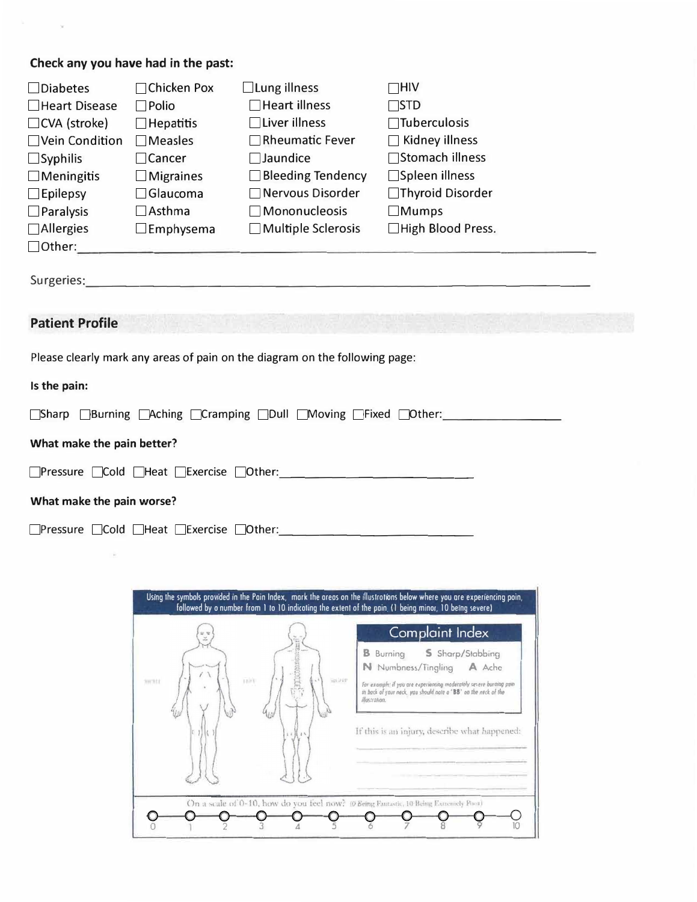**Check any you have had in the past:**

| | | | |
|---|---|---|---|
| ☐ Diabetes | ☐ Chicken Pox | ☐ Lung illness | ☐ HIV |
| ☐ Heart Disease | ☐ Polio | ☐ Heart illness | ☐ STD |
| ☐ CVA (stroke) | ☐ Hepatitis | ☐ Liver illness | ☐ Tuberculosis |
| ☐ Vein Condition | ☐ Measles | ☐ Rheumatic Fever | ☐ Kidney illness |
| ☐ Syphilis | ☐ Cancer | ☐ Jaundice | ☐ Stomach illness |
| ☐ Meningitis | ☐ Migraines | ☐ Bleeding Tendency | ☐ Spleen illness |
| ☐ Epilepsy | ☐ Glaucoma | ☐ Nervous Disorder | ☐ Thyroid Disorder |
| ☐ Paralysis | ☐ Asthma | ☐ Mononucleosis | ☐ Mumps |
| ☐ Allergies | ☐ Emphysema | ☐ Multiple Sclerosis | ☐ High Blood Press. |

☐ Other: ______________________________

Surgeries: ______________________________

## Patient Profile

Please clearly mark any areas of pain on the diagram on the following page:

**Is the pain:**

☐ Sharp ☐ Burning ☐ Aching ☐ Cramping ☐ Dull ☐ Moving ☐ Fixed ☐ Other: ______________

**What make the pain better?**

☐ Pressure ☐ Cold ☐ Heat ☐ Exercise ☐ Other: ______________________

**What make the pain worse?**

☐ Pressure ☐ Cold ☐ Heat ☐ Exercise ☐ Other: ______________________

Using the symbols provided in the Pain Index, mark the areas on the illustrations below where you are experiencing pain, followed by a number from 1 to 10 indicating the extent of the pain. (1 being minor, 10 being severe)

RIGHT LEFT RIGHT

**Complaint Index**

B Burning S Sharp/Stabbing
N Numbness/Tingling A Ache

*For example: if you are experiencing moderately severe burning pain in back of your neck, you should note a "B8" on the neck of the illustration.*

If this is an injury, describe what happened:

______________________________

______________________________

______________________________

On a scale of 0-10, how do you feel now? (0 Being Fantastic, 10 Being Extremely Poor)

0 1 2 3 4 5 6 7 8 9 10